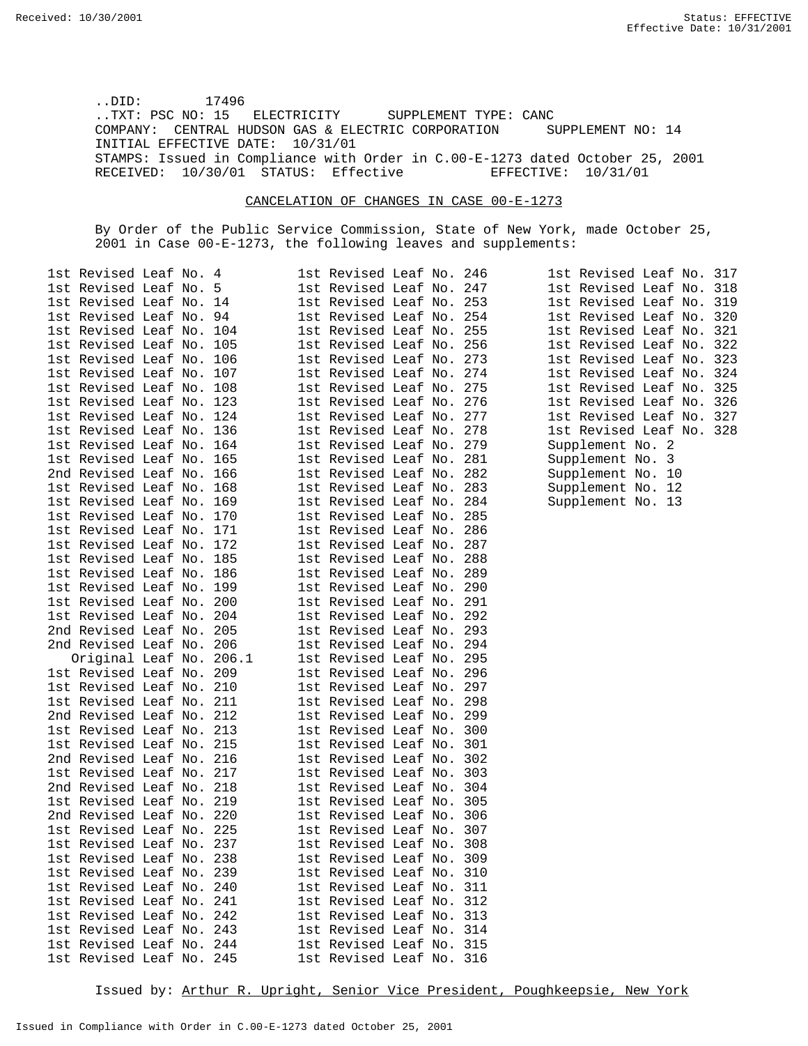..DID: 17496
..TXT: PSC NO: 15 ELECTRICITY SUPPLEMENT TYPE: CANC
COMPANY: CENTRAL HUDSON GAS & ELECTRIC CORPORATION SUPPLEMENT NO: 14
INITIAL EFFECTIVE DATE: 10/31/01
STAMPS: Issued in Compliance with Order in C.00-E-1273 dated October 25, 2001
RECEIVED: 10/30/01 STATUS: Effective EFFECTIVE: 10/31/01

## CANCELATION OF CHANGES IN CASE 00-E-1273

By Order of the Public Service Commission, State of New York, made October 25, 2001 in Case 00-E-1273, the following leaves and supplements:

| | | |
|---|---|---|
| 1st Revised Leaf No. 4 | 1st Revised Leaf No. 246 | 1st Revised Leaf No. 317 |
| 1st Revised Leaf No. 5 | 1st Revised Leaf No. 247 | 1st Revised Leaf No. 318 |
| 1st Revised Leaf No. 14 | 1st Revised Leaf No. 253 | 1st Revised Leaf No. 319 |
| 1st Revised Leaf No. 94 | 1st Revised Leaf No. 254 | 1st Revised Leaf No. 320 |
| 1st Revised Leaf No. 104 | 1st Revised Leaf No. 255 | 1st Revised Leaf No. 321 |
| 1st Revised Leaf No. 105 | 1st Revised Leaf No. 256 | 1st Revised Leaf No. 322 |
| 1st Revised Leaf No. 106 | 1st Revised Leaf No. 273 | 1st Revised Leaf No. 323 |
| 1st Revised Leaf No. 107 | 1st Revised Leaf No. 274 | 1st Revised Leaf No. 324 |
| 1st Revised Leaf No. 108 | 1st Revised Leaf No. 275 | 1st Revised Leaf No. 325 |
| 1st Revised Leaf No. 123 | 1st Revised Leaf No. 276 | 1st Revised Leaf No. 326 |
| 1st Revised Leaf No. 124 | 1st Revised Leaf No. 277 | 1st Revised Leaf No. 327 |
| 1st Revised Leaf No. 136 | 1st Revised Leaf No. 278 | 1st Revised Leaf No. 328 |
| 1st Revised Leaf No. 164 | 1st Revised Leaf No. 279 | Supplement No. 2 |
| 1st Revised Leaf No. 165 | 1st Revised Leaf No. 281 | Supplement No. 3 |
| 2nd Revised Leaf No. 166 | 1st Revised Leaf No. 282 | Supplement No. 10 |
| 1st Revised Leaf No. 168 | 1st Revised Leaf No. 283 | Supplement No. 12 |
| 1st Revised Leaf No. 169 | 1st Revised Leaf No. 284 | Supplement No. 13 |
| 1st Revised Leaf No. 170 | 1st Revised Leaf No. 285 | |
| 1st Revised Leaf No. 171 | 1st Revised Leaf No. 286 | |
| 1st Revised Leaf No. 172 | 1st Revised Leaf No. 287 | |
| 1st Revised Leaf No. 185 | 1st Revised Leaf No. 288 | |
| 1st Revised Leaf No. 186 | 1st Revised Leaf No. 289 | |
| 1st Revised Leaf No. 199 | 1st Revised Leaf No. 290 | |
| 1st Revised Leaf No. 200 | 1st Revised Leaf No. 291 | |
| 1st Revised Leaf No. 204 | 1st Revised Leaf No. 292 | |
| 2nd Revised Leaf No. 205 | 1st Revised Leaf No. 293 | |
| 2nd Revised Leaf No. 206 | 1st Revised Leaf No. 294 | |
| Original Leaf No. 206.1 | 1st Revised Leaf No. 295 | |
| 1st Revised Leaf No. 209 | 1st Revised Leaf No. 296 | |
| 1st Revised Leaf No. 210 | 1st Revised Leaf No. 297 | |
| 1st Revised Leaf No. 211 | 1st Revised Leaf No. 298 | |
| 2nd Revised Leaf No. 212 | 1st Revised Leaf No. 299 | |
| 1st Revised Leaf No. 213 | 1st Revised Leaf No. 300 | |
| 1st Revised Leaf No. 215 | 1st Revised Leaf No. 301 | |
| 2nd Revised Leaf No. 216 | 1st Revised Leaf No. 302 | |
| 1st Revised Leaf No. 217 | 1st Revised Leaf No. 303 | |
| 2nd Revised Leaf No. 218 | 1st Revised Leaf No. 304 | |
| 1st Revised Leaf No. 219 | 1st Revised Leaf No. 305 | |
| 2nd Revised Leaf No. 220 | 1st Revised Leaf No. 306 | |
| 1st Revised Leaf No. 225 | 1st Revised Leaf No. 307 | |
| 1st Revised Leaf No. 237 | 1st Revised Leaf No. 308 | |
| 1st Revised Leaf No. 238 | 1st Revised Leaf No. 309 | |
| 1st Revised Leaf No. 239 | 1st Revised Leaf No. 310 | |
| 1st Revised Leaf No. 240 | 1st Revised Leaf No. 311 | |
| 1st Revised Leaf No. 241 | 1st Revised Leaf No. 312 | |
| 1st Revised Leaf No. 242 | 1st Revised Leaf No. 313 | |
| 1st Revised Leaf No. 243 | 1st Revised Leaf No. 314 | |
| 1st Revised Leaf No. 244 | 1st Revised Leaf No. 315 | |
| 1st Revised Leaf No. 245 | 1st Revised Leaf No. 316 | |

Issued by: Arthur R. Upright, Senior Vice President, Poughkeepsie, New York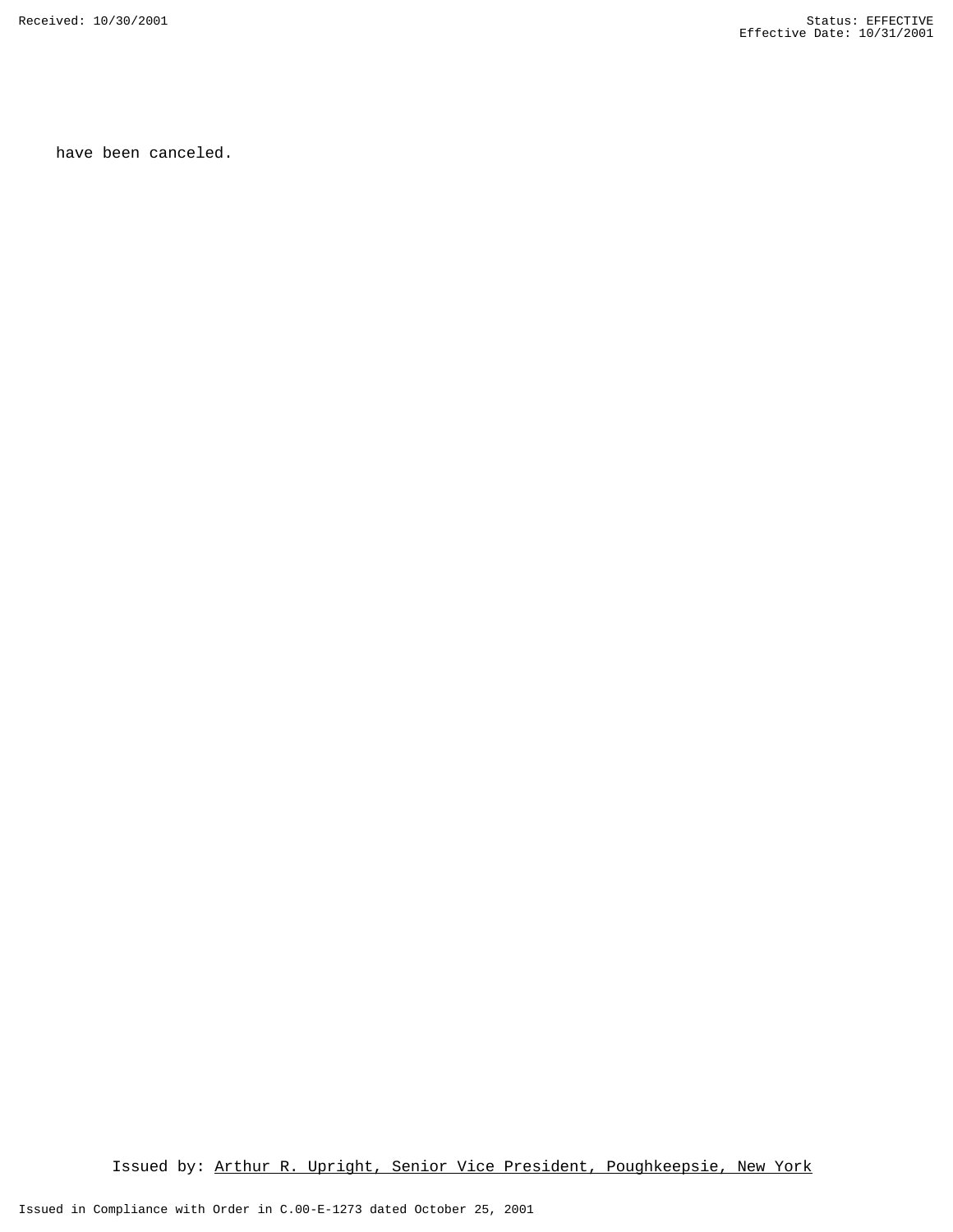have been canceled.

Issued by: Arthur R. Upright, Senior Vice President, Poughkeepsie, New York

Issued in Compliance with Order in C.00-E-1273 dated October 25, 2001